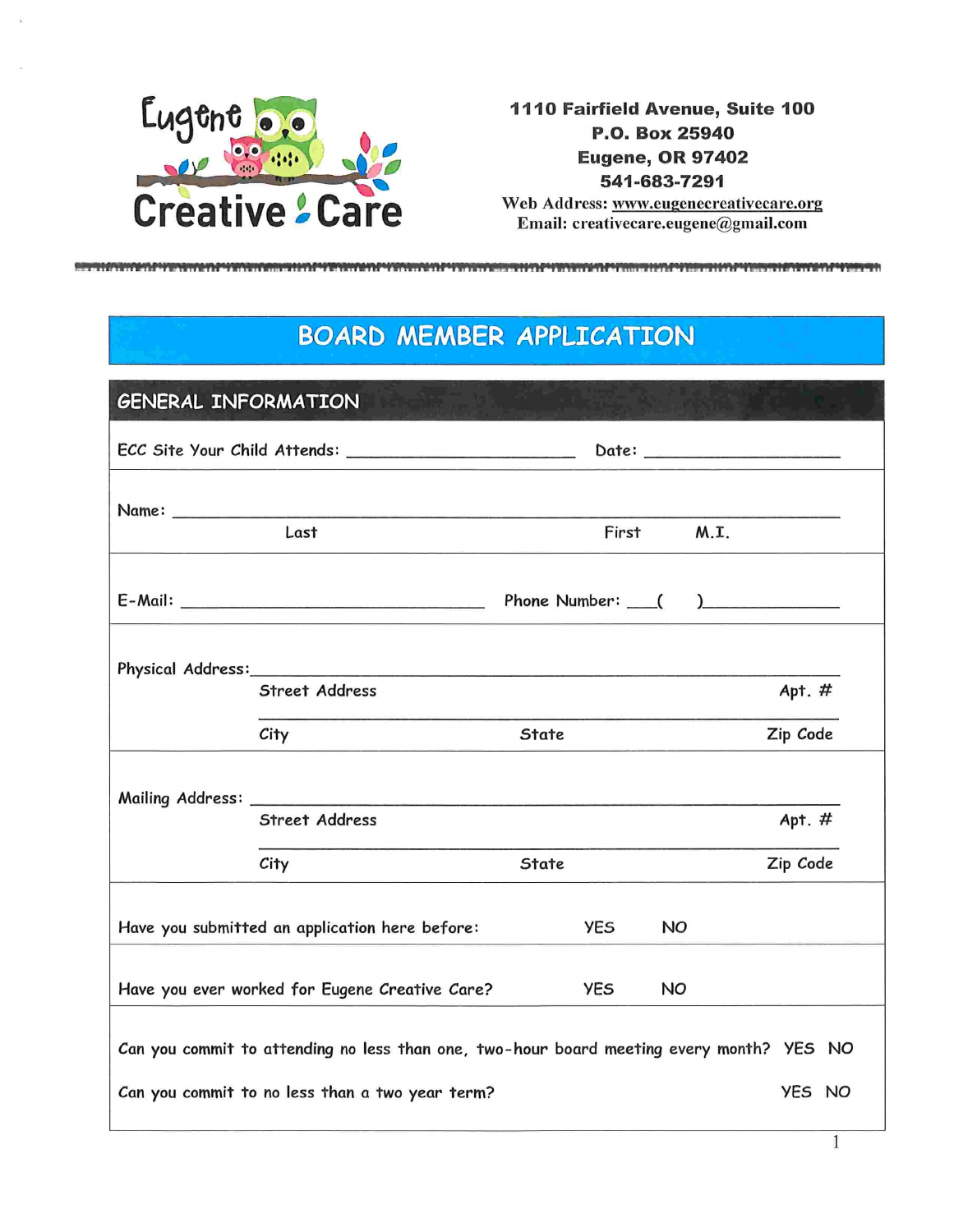**Eugene Creative Care**

**1110 Fairfield Avenue, Suite 100**
**P.O. Box 25940**
**Eugene, OR 97402**
**541-683-7291**
Web Address: www.eugenecreativecare.org
Email: creativecare.eugene@gmail.com

---

# BOARD MEMBER APPLICATION

## GENERAL INFORMATION

ECC Site Your Child Attends: ______________________ Date: ____________________

Name: ______________________________________________________________
Last First M.I.

E-Mail: ______________________________ Phone Number: ___( )____________

Physical Address: ______________________________________________________
Street Address Apt. #
______________________________________________________
City State Zip Code

Mailing Address: ______________________________________________________
Street Address Apt. #
______________________________________________________
City State Zip Code

Have you submitted an application here before: YES NO

Have you ever worked for Eugene Creative Care? YES NO

Can you commit to attending no less than one, two-hour board meeting every month? YES NO

Can you commit to no less than a two year term? YES NO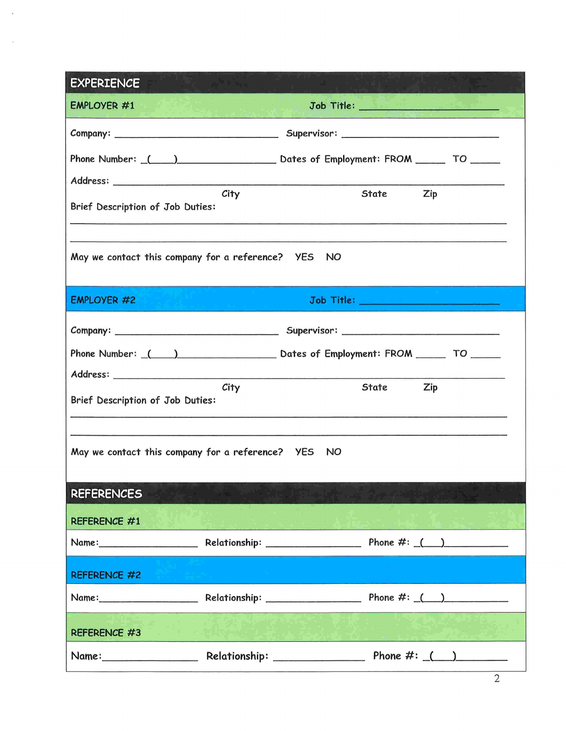## EXPERIENCE

### EMPLOYER #1

Job Title: ______________________

Company: ______________________________ Supervisor: ______________________________

Phone Number: (____)__________________ Dates of Employment: FROM ______ TO ______

Address: ______________________________________________________________________

City State Zip

Brief Description of Job Duties:

______________________________________________________________________

______________________________________________________________________

May we contact this company for a reference? YES NO

### EMPLOYER #2

Job Title: ______________________

Company: ______________________________ Supervisor: ______________________________

Phone Number: (____)__________________ Dates of Employment: FROM ______ TO ______

Address: ______________________________________________________________________

City State Zip

Brief Description of Job Duties:

______________________________________________________________________

______________________________________________________________________

May we contact this company for a reference? YES NO

## REFERENCES

### REFERENCE #1

Name:____________________ Relationship: ____________________ Phone #: (___)____________

### REFERENCE #2

Name:____________________ Relationship: ____________________ Phone #: (___)____________

### REFERENCE #3

Name:____________________ Relationship: ____________________ Phone #: (___)____________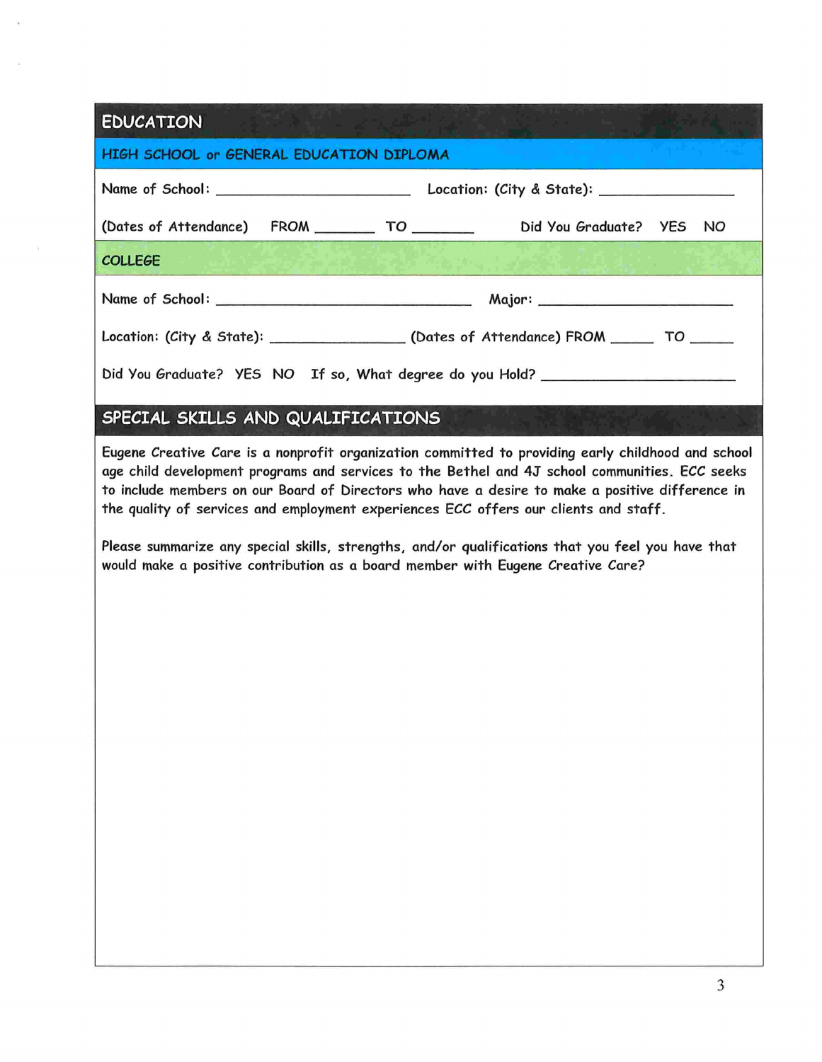## EDUCATION

### HIGH SCHOOL or GENERAL EDUCATION DIPLOMA

Name of School: ______________________ Location: (City & State): ________________

(Dates of Attendance) FROM _______ TO _______ Did You Graduate? YES NO

### COLLEGE

Name of School: ______________________________ Major: ______________________

Location: (City & State): ________________ (Dates of Attendance) FROM _____ TO _____

Did You Graduate? YES NO If so, What degree do you Hold? ______________________

## SPECIAL SKILLS AND QUALIFICATIONS

Eugene Creative Care is a nonprofit organization committed to providing early childhood and school age child development programs and services to the Bethel and 4J school communities. ECC seeks to include members on our Board of Directors who have a desire to make a positive difference in the quality of services and employment experiences ECC offers our clients and staff.

Please summarize any special skills, strengths, and/or qualifications that you feel you have that would make a positive contribution as a board member with Eugene Creative Care?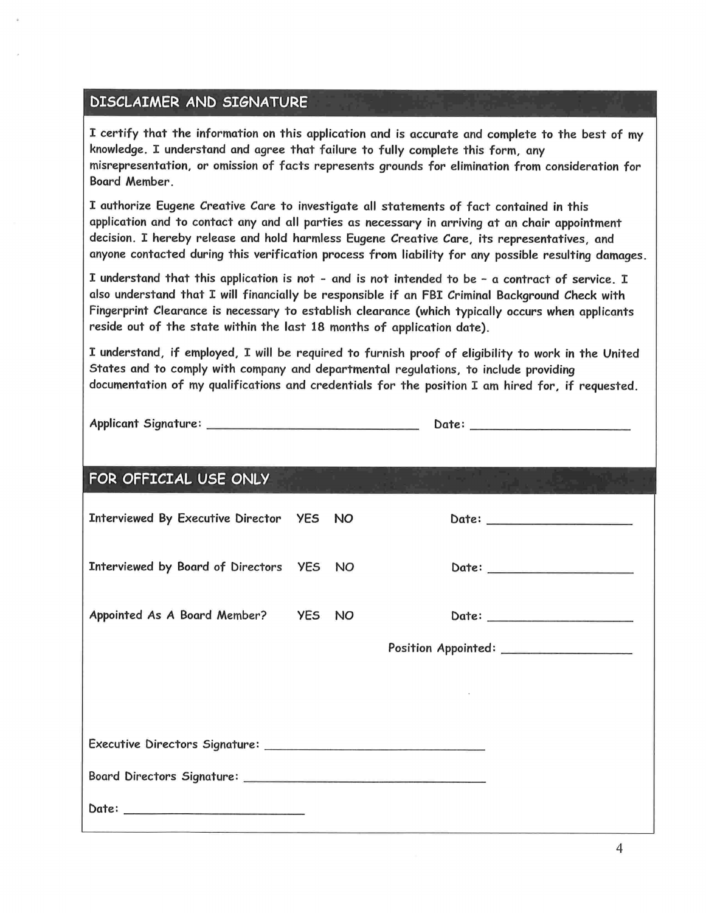## DISCLAIMER AND SIGNATURE

I certify that the information on this application and is accurate and complete to the best of my knowledge. I understand and agree that failure to fully complete this form, any misrepresentation, or omission of facts represents grounds for elimination from consideration for Board Member.

I authorize Eugene Creative Care to investigate all statements of fact contained in this application and to contact any and all parties as necessary in arriving at an chair appointment decision. I hereby release and hold harmless Eugene Creative Care, its representatives, and anyone contacted during this verification process from liability for any possible resulting damages.

I understand that this application is not - and is not intended to be - a contract of service. I also understand that I will financially be responsible if an FBI Criminal Background Check with Fingerprint Clearance is necessary to establish clearance (which typically occurs when applicants reside out of the state within the last 18 months of application date).

I understand, if employed, I will be required to furnish proof of eligibility to work in the United States and to comply with company and departmental regulations, to include providing documentation of my qualifications and credentials for the position I am hired for, if requested.

Applicant Signature: ______________________________ Date: ____________________

## FOR OFFICIAL USE ONLY

Interviewed By Executive Director YES NO Date: ____________________

Interviewed by Board of Directors YES NO Date: ____________________

Appointed As A Board Member? YES NO Date: ____________________

Position Appointed: ____________________

Executive Directors Signature: ______________________________

Board Directors Signature: ______________________________

Date: ______________________